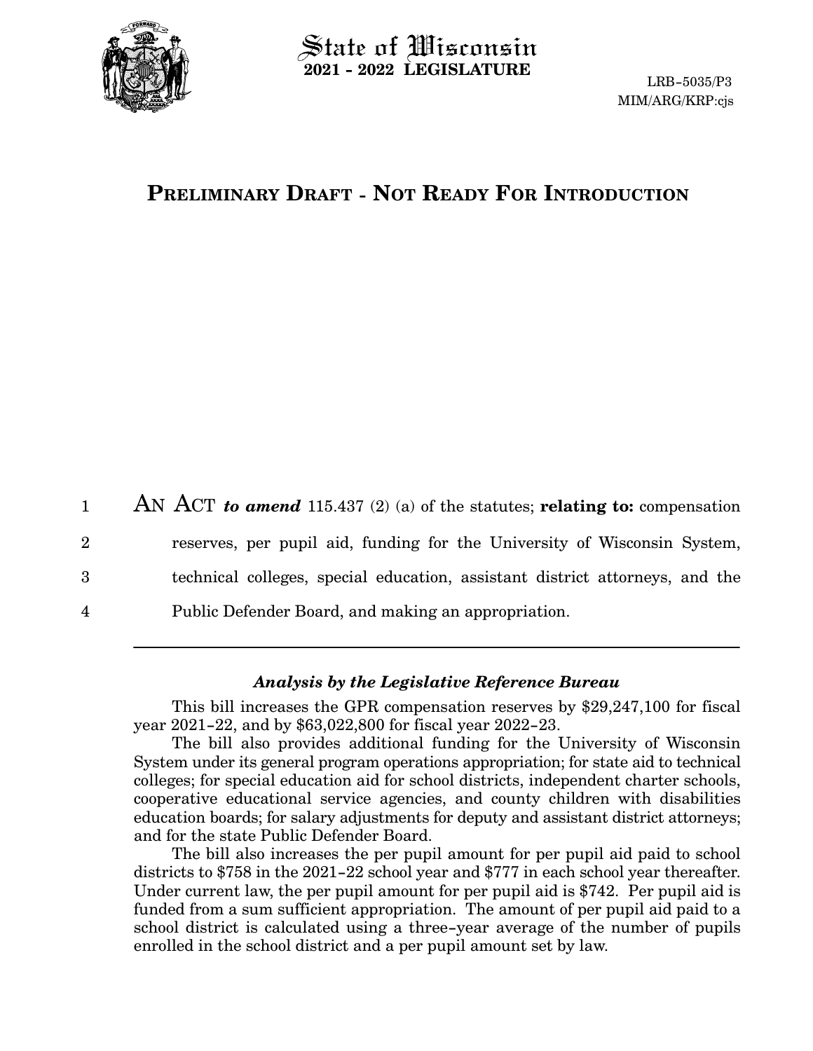# State of Wisconsin
**2021 - 2022 LEGISLATURE**

LRB-5035/P3
MIM/ARG/KRP:cjs

## PRELIMINARY DRAFT - NOT READY FOR INTRODUCTION

AN ACT ***to amend*** 115.437 (2) (a) of the statutes; **relating to:** compensation reserves, per pupil aid, funding for the University of Wisconsin System, technical colleges, special education, assistant district attorneys, and the Public Defender Board, and making an appropriation.

---

### *Analysis by the Legislative Reference Bureau*

This bill increases the GPR compensation reserves by $29,247,100 for fiscal year 2021-22, and by $63,022,800 for fiscal year 2022-23.

The bill also provides additional funding for the University of Wisconsin System under its general program operations appropriation; for state aid to technical colleges; for special education aid for school districts, independent charter schools, cooperative educational service agencies, and county children with disabilities education boards; for salary adjustments for deputy and assistant district attorneys; and for the state Public Defender Board.

The bill also increases the per pupil amount for per pupil aid paid to school districts to $758 in the 2021-22 school year and $777 in each school year thereafter. Under current law, the per pupil amount for per pupil aid is $742. Per pupil aid is funded from a sum sufficient appropriation. The amount of per pupil aid paid to a school district is calculated using a three-year average of the number of pupils enrolled in the school district and a per pupil amount set by law.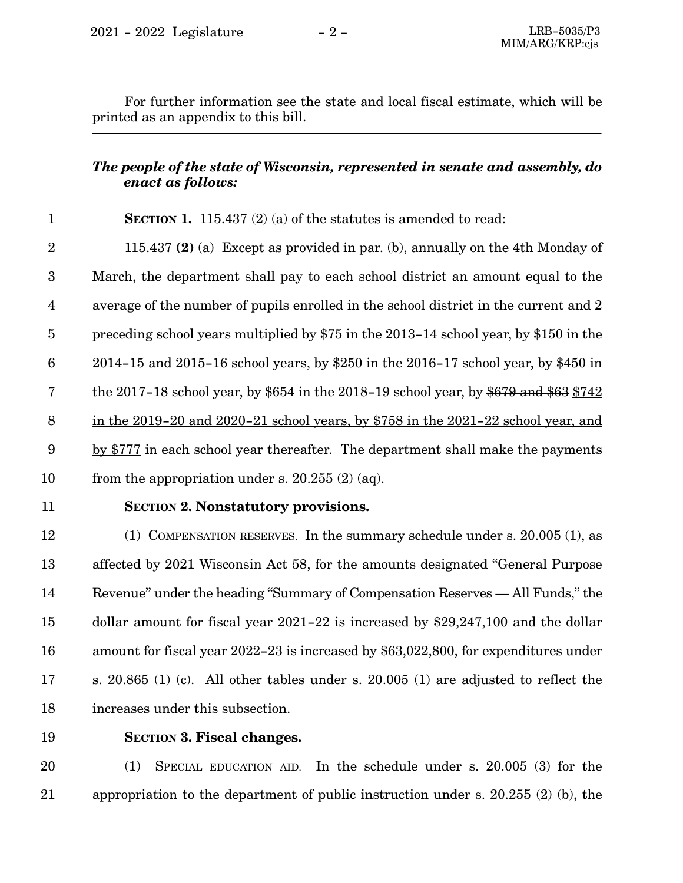For further information see the state and local fiscal estimate, which will be printed as an appendix to this bill.

---

***The people of the state of Wisconsin, represented in senate and assembly, do enact as follows:***

**SECTION 1.** 115.437 (2) (a) of the statutes is amended to read:

115.437 **(2)** (a) Except as provided in par. (b), annually on the 4th Monday of March, the department shall pay to each school district an amount equal to the average of the number of pupils enrolled in the school district in the current and 2 preceding school years multiplied by $75 in the 2013-14 school year, by $150 in the 2014-15 and 2015-16 school years, by $250 in the 2016-17 school year, by $450 in the 2017-18 school year, by $654 in the 2018-19 school year, by ~~$679 and $63~~ <u>$742 in the 2019-20 and 2020-21 school years, by $758 in the 2021-22 school year, and by $777</u> in each school year thereafter. The department shall make the payments from the appropriation under s. 20.255 (2) (aq).

**SECTION 2. Nonstatutory provisions.**

(1) COMPENSATION RESERVES. In the summary schedule under s. 20.005 (1), as affected by 2021 Wisconsin Act 58, for the amounts designated "General Purpose Revenue" under the heading "Summary of Compensation Reserves — All Funds," the dollar amount for fiscal year 2021-22 is increased by $29,247,100 and the dollar amount for fiscal year 2022-23 is increased by $63,022,800, for expenditures under s. 20.865 (1) (c). All other tables under s. 20.005 (1) are adjusted to reflect the increases under this subsection.

**SECTION 3. Fiscal changes.**

(1) SPECIAL EDUCATION AID. In the schedule under s. 20.005 (3) for the appropriation to the department of public instruction under s. 20.255 (2) (b), the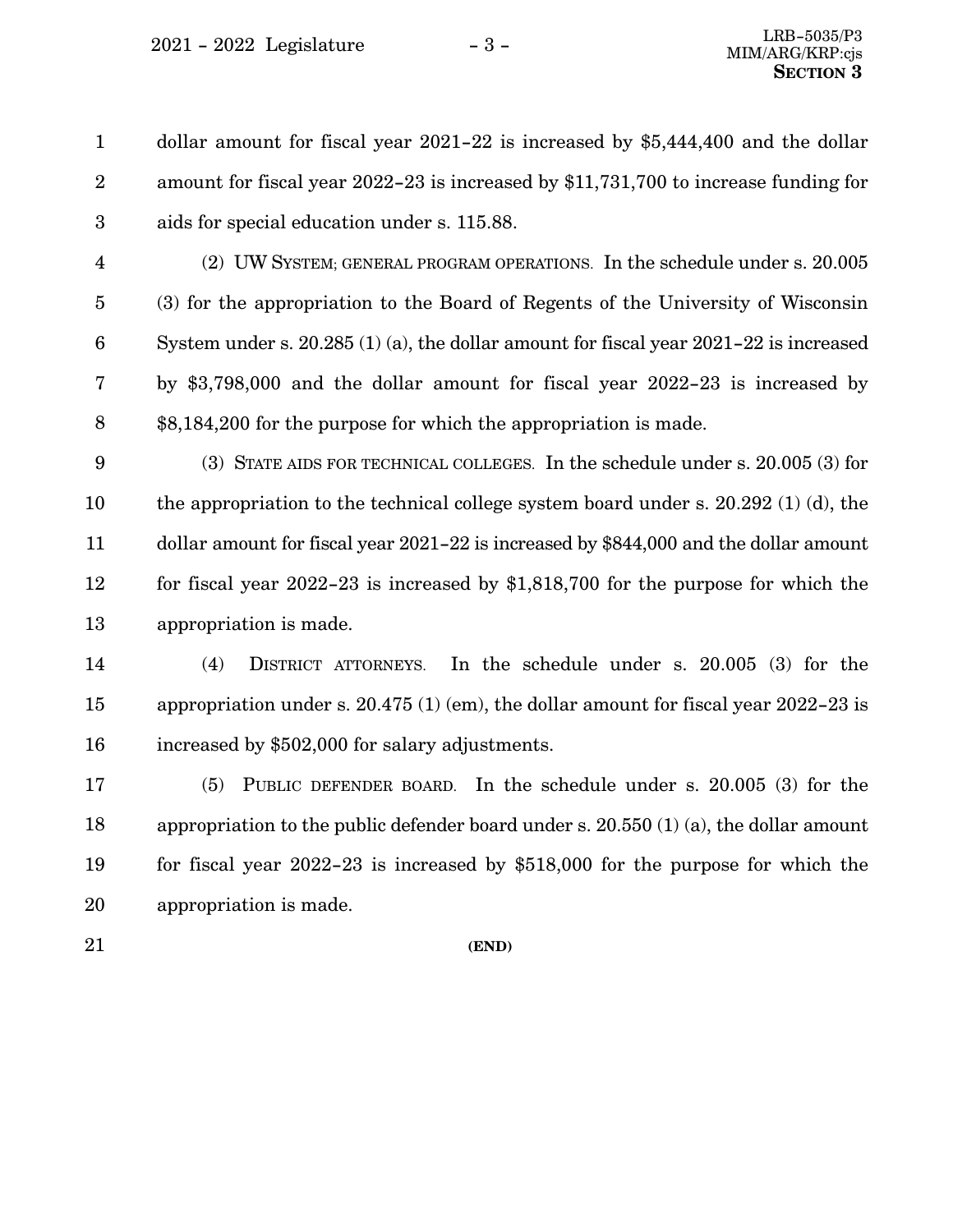dollar amount for fiscal year 2021-22 is increased by $5,444,400 and the dollar amount for fiscal year 2022-23 is increased by $11,731,700 to increase funding for aids for special education under s. 115.88.

(2) UW SYSTEM; GENERAL PROGRAM OPERATIONS. In the schedule under s. 20.005 (3) for the appropriation to the Board of Regents of the University of Wisconsin System under s. 20.285 (1) (a), the dollar amount for fiscal year 2021-22 is increased by $3,798,000 and the dollar amount for fiscal year 2022-23 is increased by $8,184,200 for the purpose for which the appropriation is made.

(3) STATE AIDS FOR TECHNICAL COLLEGES. In the schedule under s. 20.005 (3) for the appropriation to the technical college system board under s. 20.292 (1) (d), the dollar amount for fiscal year 2021-22 is increased by $844,000 and the dollar amount for fiscal year 2022-23 is increased by $1,818,700 for the purpose for which the appropriation is made.

(4) DISTRICT ATTORNEYS. In the schedule under s. 20.005 (3) for the appropriation under s. 20.475 (1) (em), the dollar amount for fiscal year 2022-23 is increased by $502,000 for salary adjustments.

(5) PUBLIC DEFENDER BOARD. In the schedule under s. 20.005 (3) for the appropriation to the public defender board under s. 20.550 (1) (a), the dollar amount for fiscal year 2022-23 is increased by $518,000 for the purpose for which the appropriation is made.

**(END)**